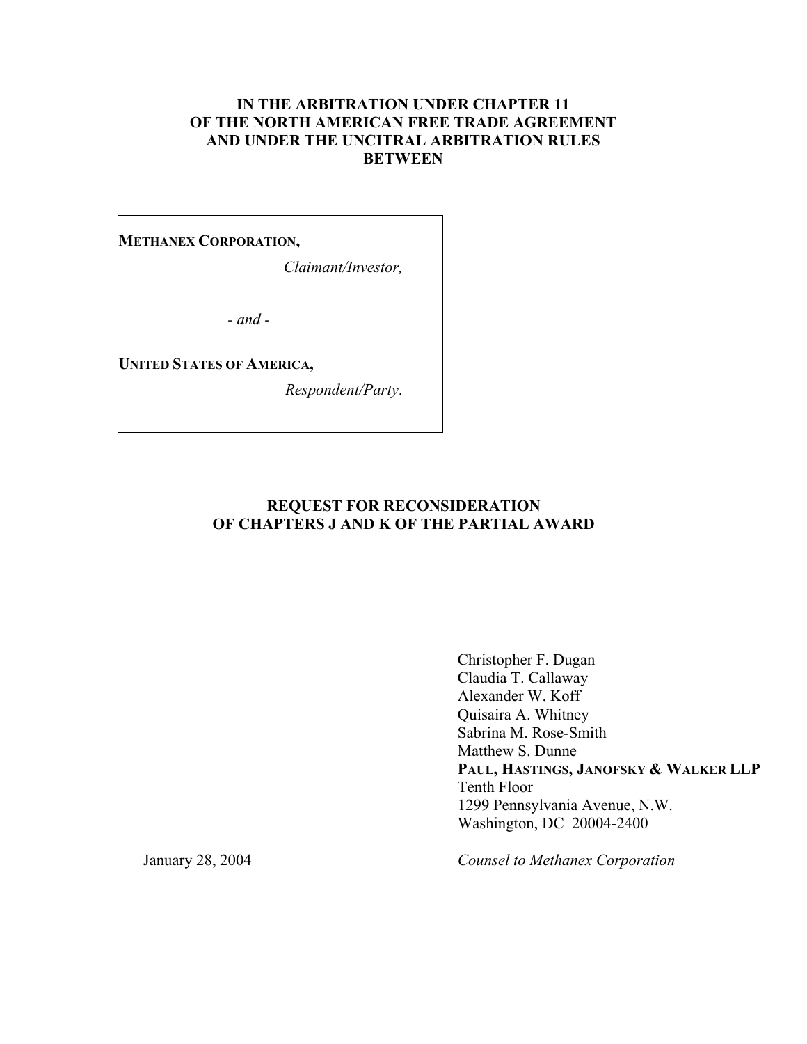**IN THE ARBITRATION UNDER CHAPTER 11**
**OF THE NORTH AMERICAN FREE TRADE AGREEMENT**
**AND UNDER THE UNCITRAL ARBITRATION RULES**
**BETWEEN**

**METHANEX CORPORATION,**

*Claimant/Investor,*

*- and -*

**UNITED STATES OF AMERICA,**

*Respondent/Party.*

# REQUEST FOR RECONSIDERATION OF CHAPTERS J AND K OF THE PARTIAL AWARD

Christopher F. Dugan
Claudia T. Callaway
Alexander W. Koff
Quisaira A. Whitney
Sabrina M. Rose-Smith
Matthew S. Dunne
**PAUL, HASTINGS, JANOFSKY & WALKER LLP**
Tenth Floor
1299 Pennsylvania Avenue, N.W.
Washington, DC 20004-2400

January 28, 2004

*Counsel to Methanex Corporation*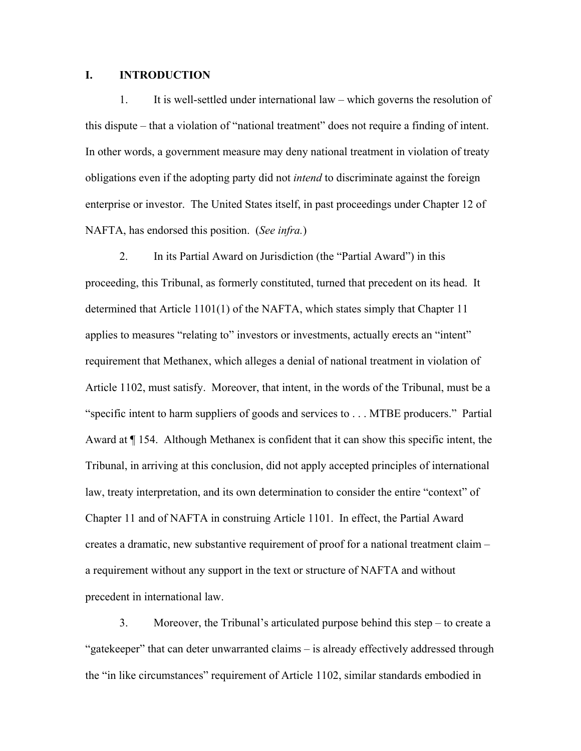## I. INTRODUCTION

1. It is well-settled under international law – which governs the resolution of this dispute – that a violation of "national treatment" does not require a finding of intent. In other words, a government measure may deny national treatment in violation of treaty obligations even if the adopting party did not *intend* to discriminate against the foreign enterprise or investor. The United States itself, in past proceedings under Chapter 12 of NAFTA, has endorsed this position. (*See infra.*)

2. In its Partial Award on Jurisdiction (the "Partial Award") in this proceeding, this Tribunal, as formerly constituted, turned that precedent on its head. It determined that Article 1101(1) of the NAFTA, which states simply that Chapter 11 applies to measures "relating to" investors or investments, actually erects an "intent" requirement that Methanex, which alleges a denial of national treatment in violation of Article 1102, must satisfy. Moreover, that intent, in the words of the Tribunal, must be a "specific intent to harm suppliers of goods and services to . . . MTBE producers." Partial Award at ¶ 154. Although Methanex is confident that it can show this specific intent, the Tribunal, in arriving at this conclusion, did not apply accepted principles of international law, treaty interpretation, and its own determination to consider the entire "context" of Chapter 11 and of NAFTA in construing Article 1101. In effect, the Partial Award creates a dramatic, new substantive requirement of proof for a national treatment claim – a requirement without any support in the text or structure of NAFTA and without precedent in international law.

3. Moreover, the Tribunal's articulated purpose behind this step – to create a "gatekeeper" that can deter unwarranted claims – is already effectively addressed through the "in like circumstances" requirement of Article 1102, similar standards embodied in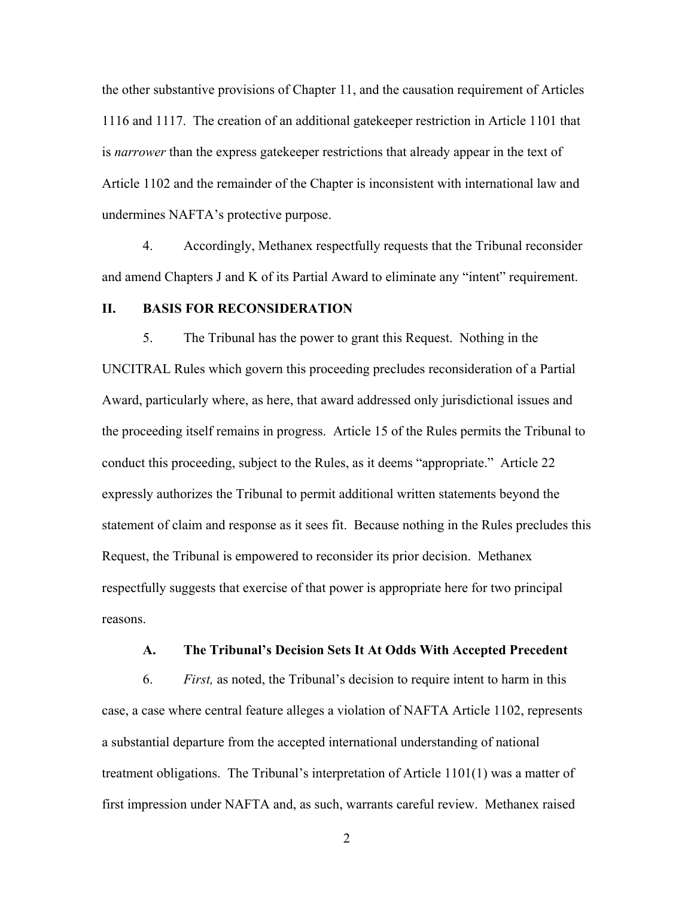the other substantive provisions of Chapter 11, and the causation requirement of Articles 1116 and 1117. The creation of an additional gatekeeper restriction in Article 1101 that is *narrower* than the express gatekeeper restrictions that already appear in the text of Article 1102 and the remainder of the Chapter is inconsistent with international law and undermines NAFTA's protective purpose.

4. Accordingly, Methanex respectfully requests that the Tribunal reconsider and amend Chapters J and K of its Partial Award to eliminate any "intent" requirement.

## II. BASIS FOR RECONSIDERATION

5. The Tribunal has the power to grant this Request. Nothing in the UNCITRAL Rules which govern this proceeding precludes reconsideration of a Partial Award, particularly where, as here, that award addressed only jurisdictional issues and the proceeding itself remains in progress. Article 15 of the Rules permits the Tribunal to conduct this proceeding, subject to the Rules, as it deems "appropriate." Article 22 expressly authorizes the Tribunal to permit additional written statements beyond the statement of claim and response as it sees fit. Because nothing in the Rules precludes this Request, the Tribunal is empowered to reconsider its prior decision. Methanex respectfully suggests that exercise of that power is appropriate here for two principal reasons.

### A. The Tribunal's Decision Sets It At Odds With Accepted Precedent

6. *First,* as noted, the Tribunal's decision to require intent to harm in this case, a case where central feature alleges a violation of NAFTA Article 1102, represents a substantial departure from the accepted international understanding of national treatment obligations. The Tribunal's interpretation of Article 1101(1) was a matter of first impression under NAFTA and, as such, warrants careful review. Methanex raised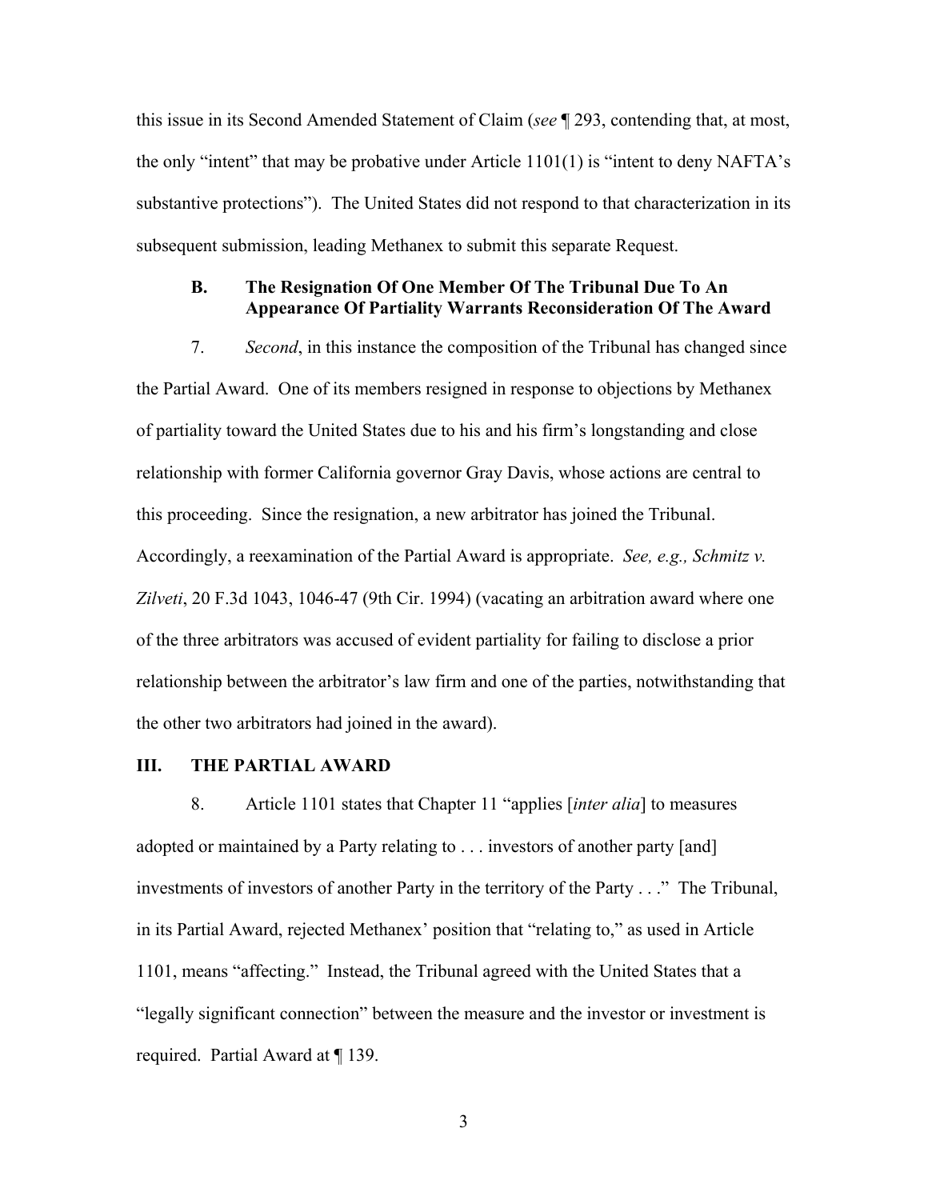this issue in its Second Amended Statement of Claim (*see* ¶ 293, contending that, at most, the only "intent" that may be probative under Article 1101(1) is "intent to deny NAFTA's substantive protections"). The United States did not respond to that characterization in its subsequent submission, leading Methanex to submit this separate Request.

### B. The Resignation Of One Member Of The Tribunal Due To An Appearance Of Partiality Warrants Reconsideration Of The Award

7. *Second*, in this instance the composition of the Tribunal has changed since the Partial Award. One of its members resigned in response to objections by Methanex of partiality toward the United States due to his and his firm's longstanding and close relationship with former California governor Gray Davis, whose actions are central to this proceeding. Since the resignation, a new arbitrator has joined the Tribunal. Accordingly, a reexamination of the Partial Award is appropriate. *See, e.g., Schmitz v. Zilveti*, 20 F.3d 1043, 1046-47 (9th Cir. 1994) (vacating an arbitration award where one of the three arbitrators was accused of evident partiality for failing to disclose a prior relationship between the arbitrator's law firm and one of the parties, notwithstanding that the other two arbitrators had joined in the award).

## III. THE PARTIAL AWARD

8. Article 1101 states that Chapter 11 "applies [*inter alia*] to measures adopted or maintained by a Party relating to . . . investors of another party [and] investments of investors of another Party in the territory of the Party . . ." The Tribunal, in its Partial Award, rejected Methanex' position that "relating to," as used in Article 1101, means "affecting." Instead, the Tribunal agreed with the United States that a "legally significant connection" between the measure and the investor or investment is required. Partial Award at ¶ 139.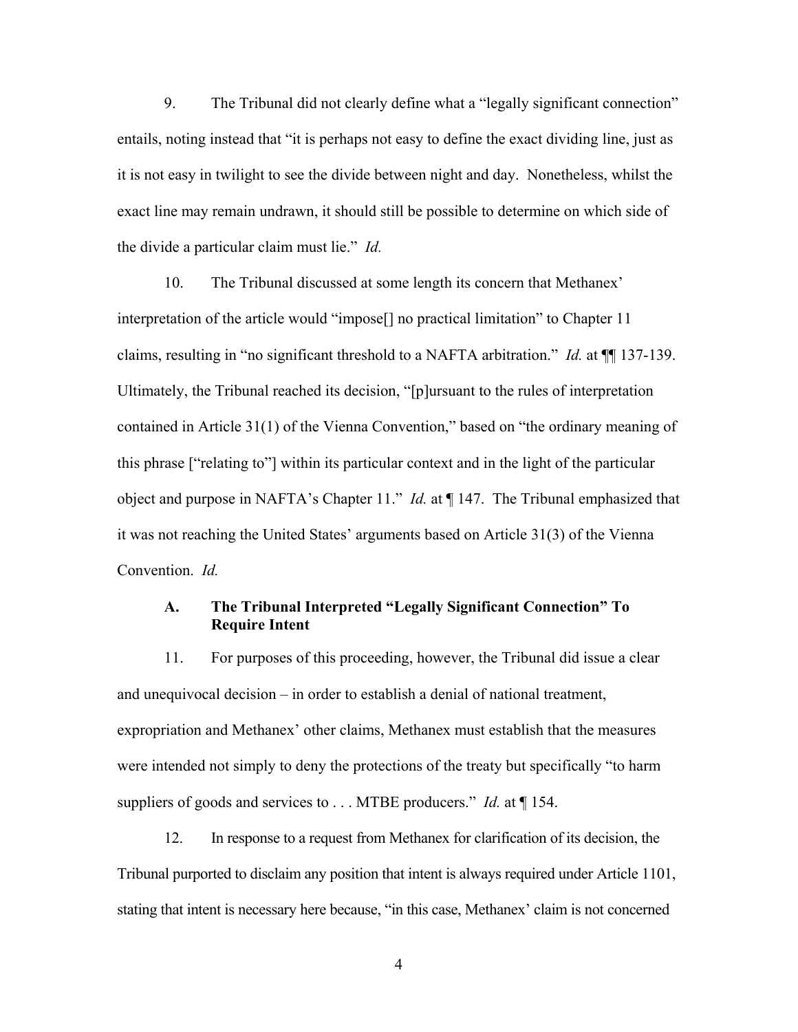9. The Tribunal did not clearly define what a "legally significant connection" entails, noting instead that "it is perhaps not easy to define the exact dividing line, just as it is not easy in twilight to see the divide between night and day. Nonetheless, whilst the exact line may remain undrawn, it should still be possible to determine on which side of the divide a particular claim must lie." *Id.*

10. The Tribunal discussed at some length its concern that Methanex' interpretation of the article would "impose[] no practical limitation" to Chapter 11 claims, resulting in "no significant threshold to a NAFTA arbitration." *Id.* at ¶¶ 137-139. Ultimately, the Tribunal reached its decision, "[p]ursuant to the rules of interpretation contained in Article 31(1) of the Vienna Convention," based on "the ordinary meaning of this phrase ["relating to"] within its particular context and in the light of the particular object and purpose in NAFTA's Chapter 11." *Id.* at ¶ 147. The Tribunal emphasized that it was not reaching the United States' arguments based on Article 31(3) of the Vienna Convention. *Id.*

### A. The Tribunal Interpreted "Legally Significant Connection" To Require Intent

11. For purposes of this proceeding, however, the Tribunal did issue a clear and unequivocal decision – in order to establish a denial of national treatment, expropriation and Methanex' other claims, Methanex must establish that the measures were intended not simply to deny the protections of the treaty but specifically "to harm suppliers of goods and services to . . . MTBE producers." *Id.* at ¶ 154.

12. In response to a request from Methanex for clarification of its decision, the Tribunal purported to disclaim any position that intent is always required under Article 1101, stating that intent is necessary here because, "in this case, Methanex' claim is not concerned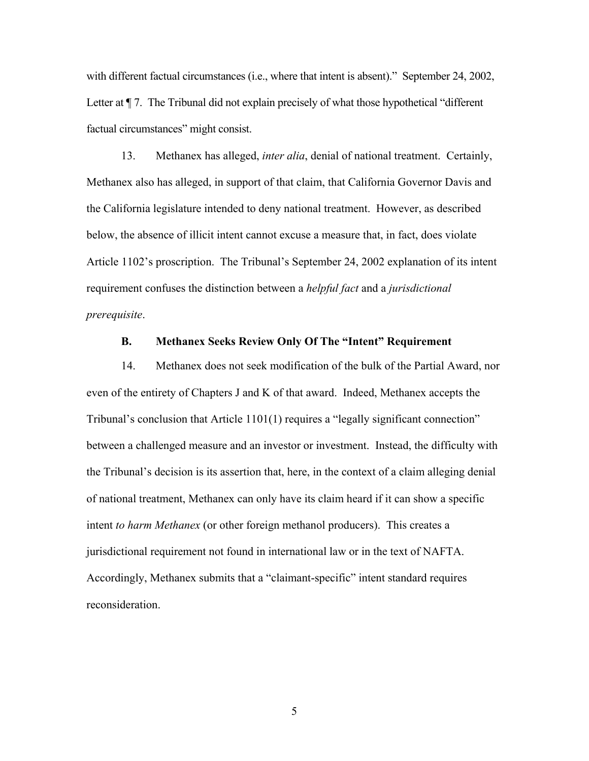with different factual circumstances (i.e., where that intent is absent)." September 24, 2002, Letter at ¶ 7. The Tribunal did not explain precisely of what those hypothetical "different factual circumstances" might consist.

13. Methanex has alleged, *inter alia*, denial of national treatment. Certainly, Methanex also has alleged, in support of that claim, that California Governor Davis and the California legislature intended to deny national treatment. However, as described below, the absence of illicit intent cannot excuse a measure that, in fact, does violate Article 1102's proscription. The Tribunal's September 24, 2002 explanation of its intent requirement confuses the distinction between a *helpful fact* and a *jurisdictional prerequisite*.

### B. Methanex Seeks Review Only Of The "Intent" Requirement

14. Methanex does not seek modification of the bulk of the Partial Award, nor even of the entirety of Chapters J and K of that award. Indeed, Methanex accepts the Tribunal's conclusion that Article 1101(1) requires a "legally significant connection" between a challenged measure and an investor or investment. Instead, the difficulty with the Tribunal's decision is its assertion that, here, in the context of a claim alleging denial of national treatment, Methanex can only have its claim heard if it can show a specific intent *to harm Methanex* (or other foreign methanol producers). This creates a jurisdictional requirement not found in international law or in the text of NAFTA. Accordingly, Methanex submits that a "claimant-specific" intent standard requires reconsideration.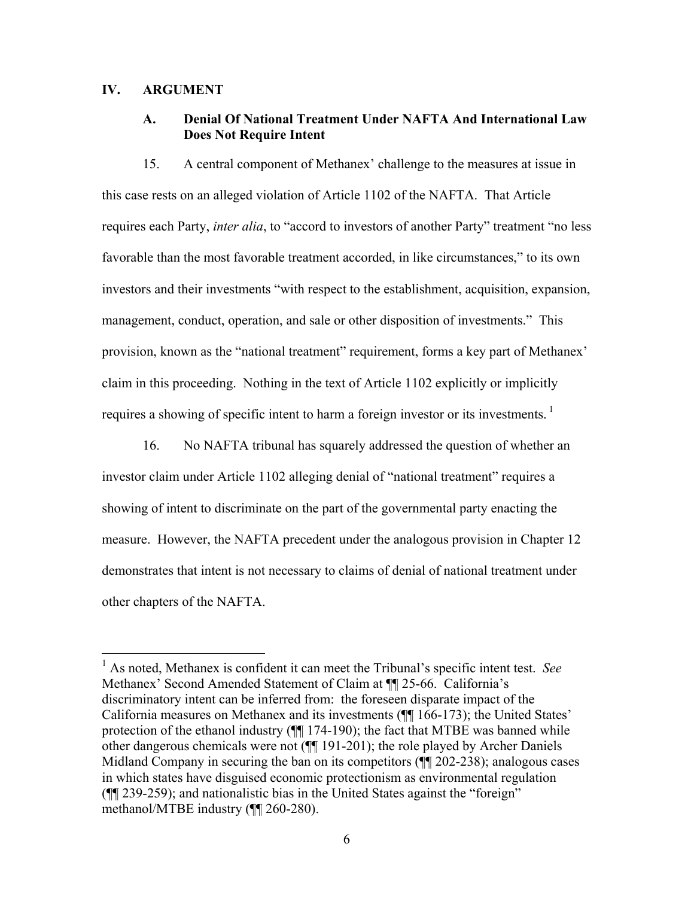## IV. ARGUMENT

### A. Denial Of National Treatment Under NAFTA And International Law Does Not Require Intent

15. A central component of Methanex' challenge to the measures at issue in this case rests on an alleged violation of Article 1102 of the NAFTA. That Article requires each Party, *inter alia*, to "accord to investors of another Party" treatment "no less favorable than the most favorable treatment accorded, in like circumstances," to its own investors and their investments "with respect to the establishment, acquisition, expansion, management, conduct, operation, and sale or other disposition of investments." This provision, known as the "national treatment" requirement, forms a key part of Methanex' claim in this proceeding. Nothing in the text of Article 1102 explicitly or implicitly requires a showing of specific intent to harm a foreign investor or its investments. [1]

16. No NAFTA tribunal has squarely addressed the question of whether an investor claim under Article 1102 alleging denial of "national treatment" requires a showing of intent to discriminate on the part of the governmental party enacting the measure. However, the NAFTA precedent under the analogous provision in Chapter 12 demonstrates that intent is not necessary to claims of denial of national treatment under other chapters of the NAFTA.

---

[1] As noted, Methanex is confident it can meet the Tribunal's specific intent test. *See* Methanex' Second Amended Statement of Claim at ¶¶ 25-66. California's discriminatory intent can be inferred from: the foreseen disparate impact of the California measures on Methanex and its investments (¶¶ 166-173); the United States' protection of the ethanol industry (¶¶ 174-190); the fact that MTBE was banned while other dangerous chemicals were not (¶¶ 191-201); the role played by Archer Daniels Midland Company in securing the ban on its competitors (¶¶ 202-238); analogous cases in which states have disguised economic protectionism as environmental regulation (¶¶ 239-259); and nationalistic bias in the United States against the "foreign" methanol/MTBE industry (¶¶ 260-280).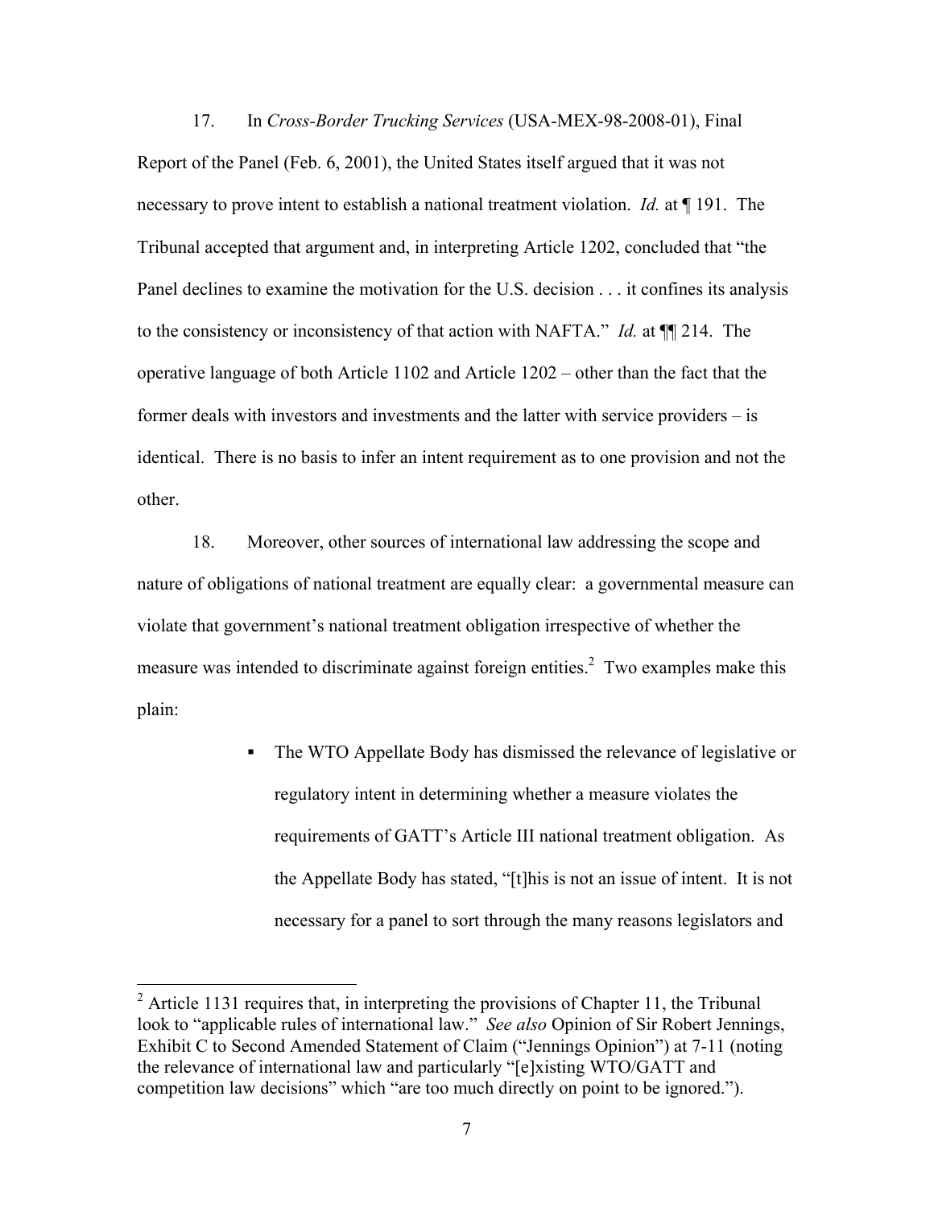17. In *Cross-Border Trucking Services* (USA-MEX-98-2008-01), Final Report of the Panel (Feb. 6, 2001), the United States itself argued that it was not necessary to prove intent to establish a national treatment violation. *Id.* at ¶ 191. The Tribunal accepted that argument and, in interpreting Article 1202, concluded that "the Panel declines to examine the motivation for the U.S. decision . . . it confines its analysis to the consistency or inconsistency of that action with NAFTA." *Id.* at ¶¶ 214. The operative language of both Article 1102 and Article 1202 – other than the fact that the former deals with investors and investments and the latter with service providers – is identical. There is no basis to infer an intent requirement as to one provision and not the other.

18. Moreover, other sources of international law addressing the scope and nature of obligations of national treatment are equally clear: a governmental measure can violate that government's national treatment obligation irrespective of whether the measure was intended to discriminate against foreign entities.[2] Two examples make this plain:

- The WTO Appellate Body has dismissed the relevance of legislative or regulatory intent in determining whether a measure violates the requirements of GATT's Article III national treatment obligation. As the Appellate Body has stated, "[t]his is not an issue of intent. It is not necessary for a panel to sort through the many reasons legislators and

---

[2] Article 1131 requires that, in interpreting the provisions of Chapter 11, the Tribunal look to "applicable rules of international law." *See also* Opinion of Sir Robert Jennings, Exhibit C to Second Amended Statement of Claim ("Jennings Opinion") at 7-11 (noting the relevance of international law and particularly "[e]xisting WTO/GATT and competition law decisions" which "are too much directly on point to be ignored.").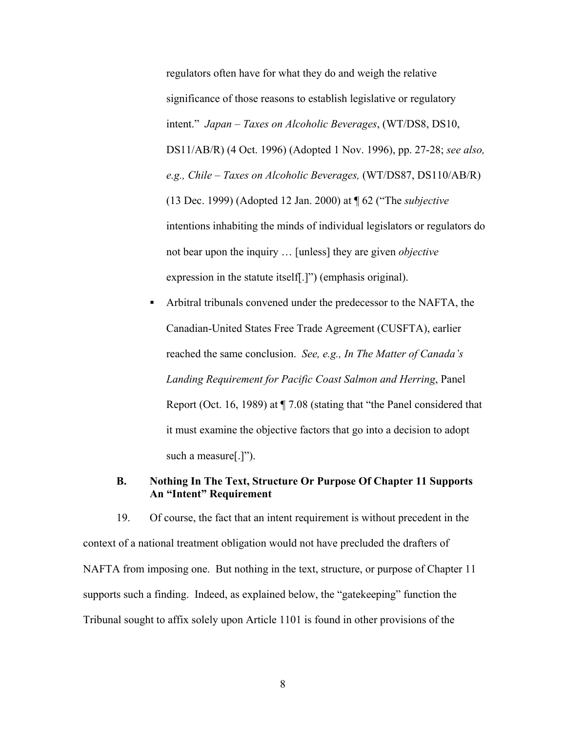regulators often have for what they do and weigh the relative significance of those reasons to establish legislative or regulatory intent." *Japan – Taxes on Alcoholic Beverages*, (WT/DS8, DS10, DS11/AB/R) (4 Oct. 1996) (Adopted 1 Nov. 1996), pp. 27-28; *see also, e.g., Chile – Taxes on Alcoholic Beverages,* (WT/DS87, DS110/AB/R) (13 Dec. 1999) (Adopted 12 Jan. 2000) at ¶ 62 ("The *subjective* intentions inhabiting the minds of individual legislators or regulators do not bear upon the inquiry … [unless] they are given *objective* expression in the statute itself[.]") (emphasis original).

- Arbitral tribunals convened under the predecessor to the NAFTA, the Canadian-United States Free Trade Agreement (CUSFTA), earlier reached the same conclusion. *See, e.g., In The Matter of Canada's Landing Requirement for Pacific Coast Salmon and Herring*, Panel Report (Oct. 16, 1989) at ¶ 7.08 (stating that "the Panel considered that it must examine the objective factors that go into a decision to adopt such a measure[.]").

### B. Nothing In The Text, Structure Or Purpose Of Chapter 11 Supports An "Intent" Requirement

19. Of course, the fact that an intent requirement is without precedent in the context of a national treatment obligation would not have precluded the drafters of NAFTA from imposing one. But nothing in the text, structure, or purpose of Chapter 11 supports such a finding. Indeed, as explained below, the "gatekeeping" function the Tribunal sought to affix solely upon Article 1101 is found in other provisions of the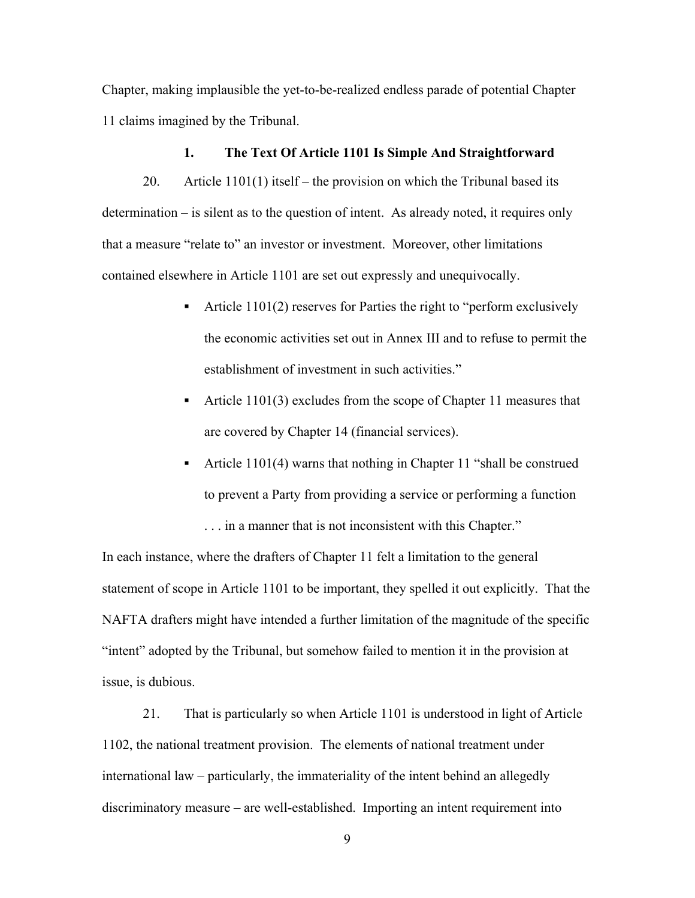Chapter, making implausible the yet-to-be-realized endless parade of potential Chapter 11 claims imagined by the Tribunal.

### 1. The Text Of Article 1101 Is Simple And Straightforward

20. Article 1101(1) itself – the provision on which the Tribunal based its determination – is silent as to the question of intent. As already noted, it requires only that a measure "relate to" an investor or investment. Moreover, other limitations contained elsewhere in Article 1101 are set out expressly and unequivocally.

- Article 1101(2) reserves for Parties the right to "perform exclusively the economic activities set out in Annex III and to refuse to permit the establishment of investment in such activities."
- Article 1101(3) excludes from the scope of Chapter 11 measures that are covered by Chapter 14 (financial services).
- Article 1101(4) warns that nothing in Chapter 11 "shall be construed to prevent a Party from providing a service or performing a function . . . in a manner that is not inconsistent with this Chapter."

In each instance, where the drafters of Chapter 11 felt a limitation to the general statement of scope in Article 1101 to be important, they spelled it out explicitly. That the NAFTA drafters might have intended a further limitation of the magnitude of the specific "intent" adopted by the Tribunal, but somehow failed to mention it in the provision at issue, is dubious.

21. That is particularly so when Article 1101 is understood in light of Article 1102, the national treatment provision. The elements of national treatment under international law – particularly, the immateriality of the intent behind an allegedly discriminatory measure – are well-established. Importing an intent requirement into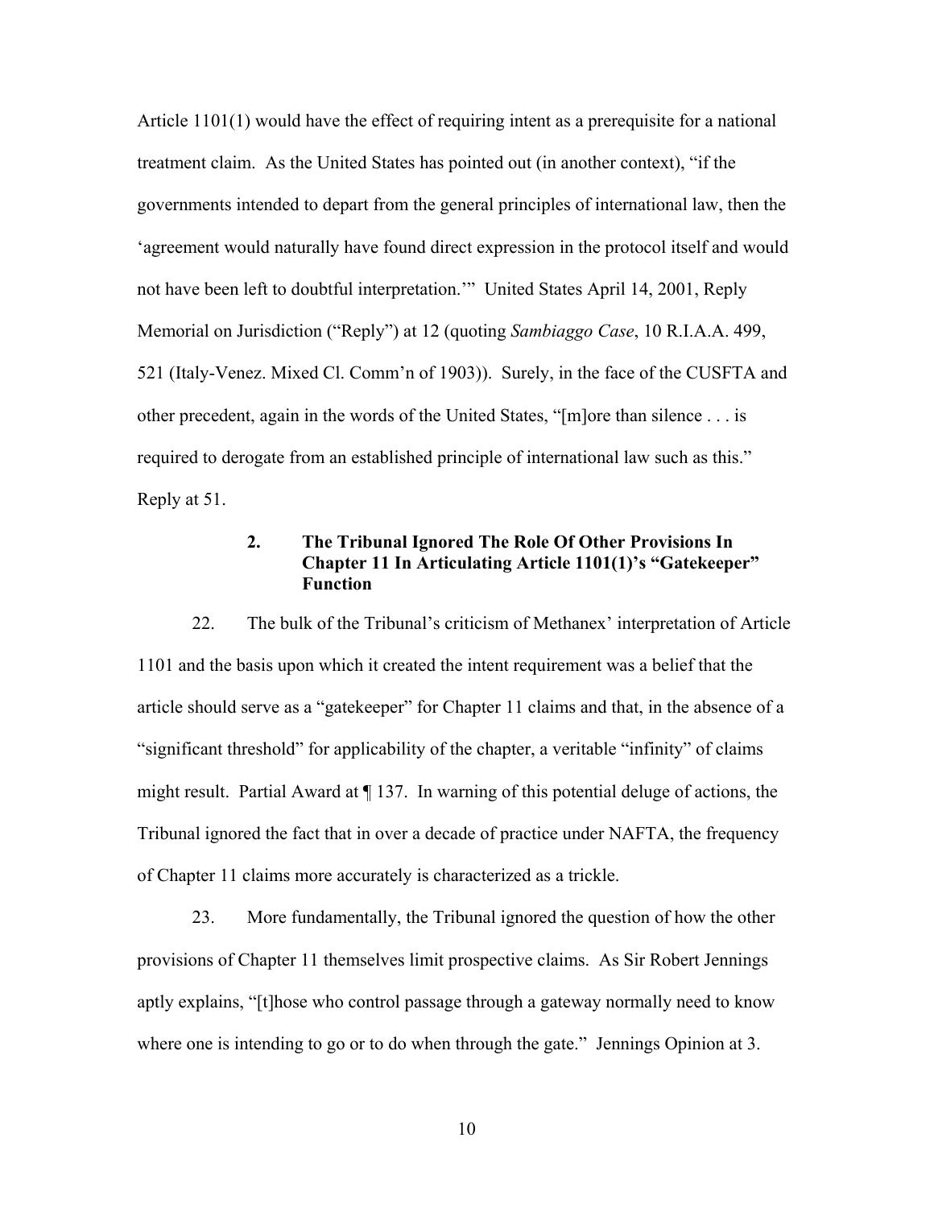Article 1101(1) would have the effect of requiring intent as a prerequisite for a national treatment claim. As the United States has pointed out (in another context), "if the governments intended to depart from the general principles of international law, then the 'agreement would naturally have found direct expression in the protocol itself and would not have been left to doubtful interpretation.'" United States April 14, 2001, Reply Memorial on Jurisdiction ("Reply") at 12 (quoting *Sambiaggo Case*, 10 R.I.A.A. 499, 521 (Italy-Venez. Mixed Cl. Comm'n of 1903)). Surely, in the face of the CUSFTA and other precedent, again in the words of the United States, "[m]ore than silence . . . is required to derogate from an established principle of international law such as this." Reply at 51.

### 2. The Tribunal Ignored The Role Of Other Provisions In Chapter 11 In Articulating Article 1101(1)'s "Gatekeeper" Function

22. The bulk of the Tribunal's criticism of Methanex' interpretation of Article 1101 and the basis upon which it created the intent requirement was a belief that the article should serve as a "gatekeeper" for Chapter 11 claims and that, in the absence of a "significant threshold" for applicability of the chapter, a veritable "infinity" of claims might result. Partial Award at ¶ 137. In warning of this potential deluge of actions, the Tribunal ignored the fact that in over a decade of practice under NAFTA, the frequency of Chapter 11 claims more accurately is characterized as a trickle.

23. More fundamentally, the Tribunal ignored the question of how the other provisions of Chapter 11 themselves limit prospective claims. As Sir Robert Jennings aptly explains, "[t]hose who control passage through a gateway normally need to know where one is intending to go or to do when through the gate." Jennings Opinion at 3.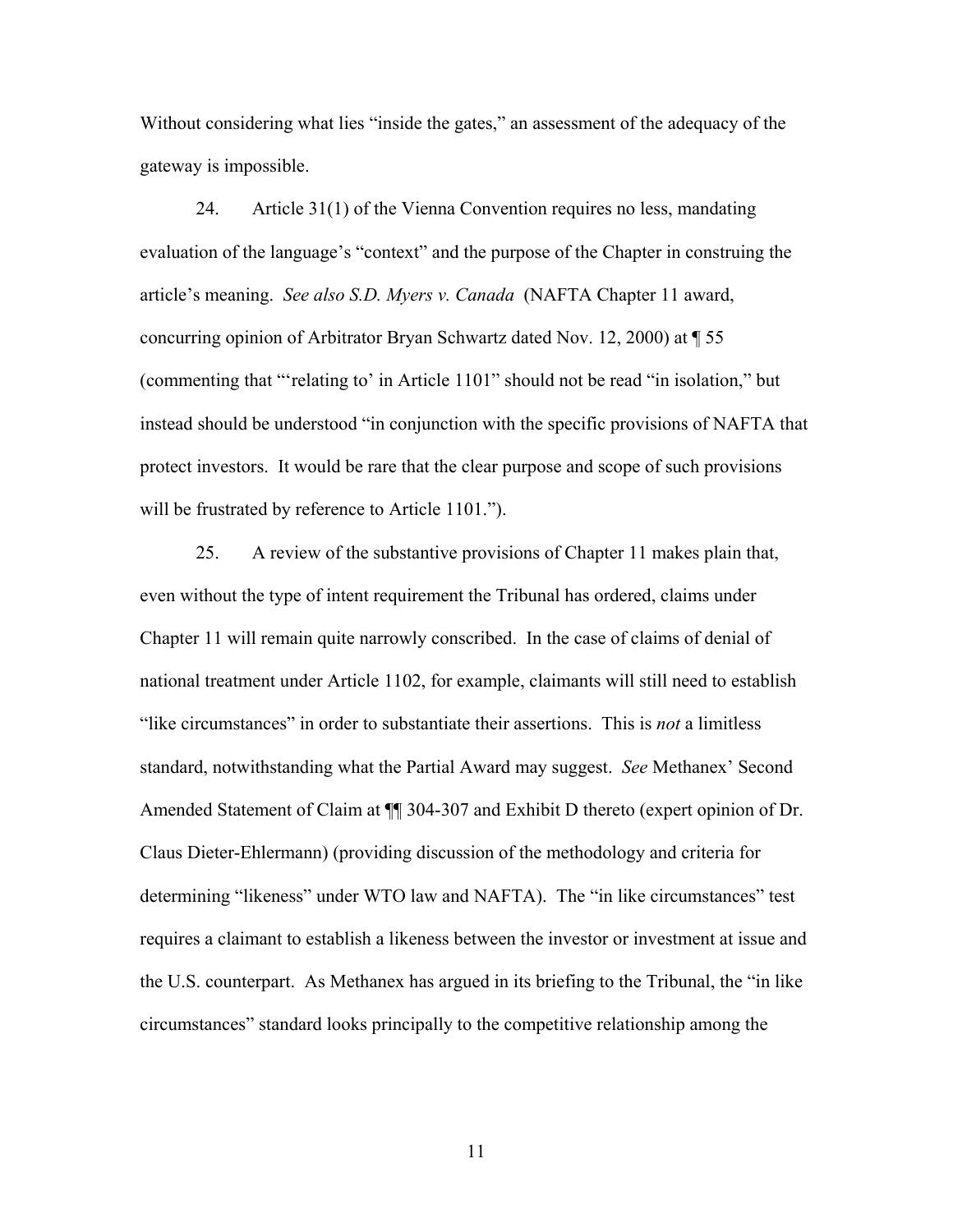Without considering what lies "inside the gates," an assessment of the adequacy of the gateway is impossible.

24. Article 31(1) of the Vienna Convention requires no less, mandating evaluation of the language's "context" and the purpose of the Chapter in construing the article's meaning. *See also S.D. Myers v. Canada* (NAFTA Chapter 11 award, concurring opinion of Arbitrator Bryan Schwartz dated Nov. 12, 2000) at ¶ 55 (commenting that "'relating to' in Article 1101" should not be read "in isolation," but instead should be understood "in conjunction with the specific provisions of NAFTA that protect investors. It would be rare that the clear purpose and scope of such provisions will be frustrated by reference to Article 1101.").

25. A review of the substantive provisions of Chapter 11 makes plain that, even without the type of intent requirement the Tribunal has ordered, claims under Chapter 11 will remain quite narrowly conscribed. In the case of claims of denial of national treatment under Article 1102, for example, claimants will still need to establish "like circumstances" in order to substantiate their assertions. This is *not* a limitless standard, notwithstanding what the Partial Award may suggest. *See* Methanex' Second Amended Statement of Claim at ¶¶ 304-307 and Exhibit D thereto (expert opinion of Dr. Claus Dieter-Ehlermann) (providing discussion of the methodology and criteria for determining "likeness" under WTO law and NAFTA). The "in like circumstances" test requires a claimant to establish a likeness between the investor or investment at issue and the U.S. counterpart. As Methanex has argued in its briefing to the Tribunal, the "in like circumstances" standard looks principally to the competitive relationship among the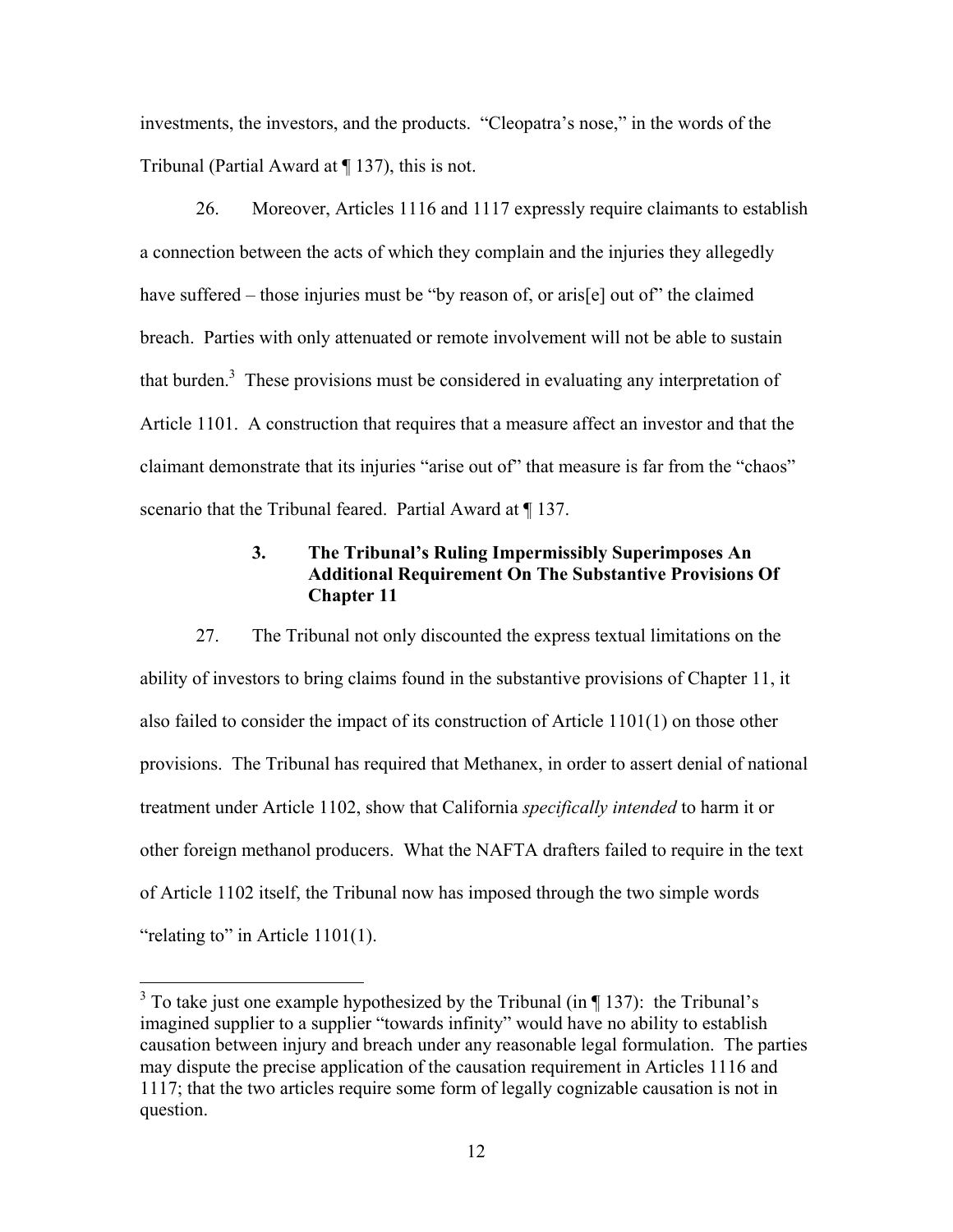investments, the investors, and the products. "Cleopatra's nose," in the words of the Tribunal (Partial Award at ¶ 137), this is not.

26. Moreover, Articles 1116 and 1117 expressly require claimants to establish a connection between the acts of which they complain and the injuries they allegedly have suffered – those injuries must be "by reason of, or aris[e] out of" the claimed breach. Parties with only attenuated or remote involvement will not be able to sustain that burden.[3] These provisions must be considered in evaluating any interpretation of Article 1101. A construction that requires that a measure affect an investor and that the claimant demonstrate that its injuries "arise out of" that measure is far from the "chaos" scenario that the Tribunal feared. Partial Award at ¶ 137.

### 3. The Tribunal's Ruling Impermissibly Superimposes An Additional Requirement On The Substantive Provisions Of Chapter 11

27. The Tribunal not only discounted the express textual limitations on the ability of investors to bring claims found in the substantive provisions of Chapter 11, it also failed to consider the impact of its construction of Article 1101(1) on those other provisions. The Tribunal has required that Methanex, in order to assert denial of national treatment under Article 1102, show that California *specifically intended* to harm it or other foreign methanol producers. What the NAFTA drafters failed to require in the text of Article 1102 itself, the Tribunal now has imposed through the two simple words "relating to" in Article 1101(1).

---

[3] To take just one example hypothesized by the Tribunal (in ¶ 137): the Tribunal's imagined supplier to a supplier "towards infinity" would have no ability to establish causation between injury and breach under any reasonable legal formulation. The parties may dispute the precise application of the causation requirement in Articles 1116 and 1117; that the two articles require some form of legally cognizable causation is not in question.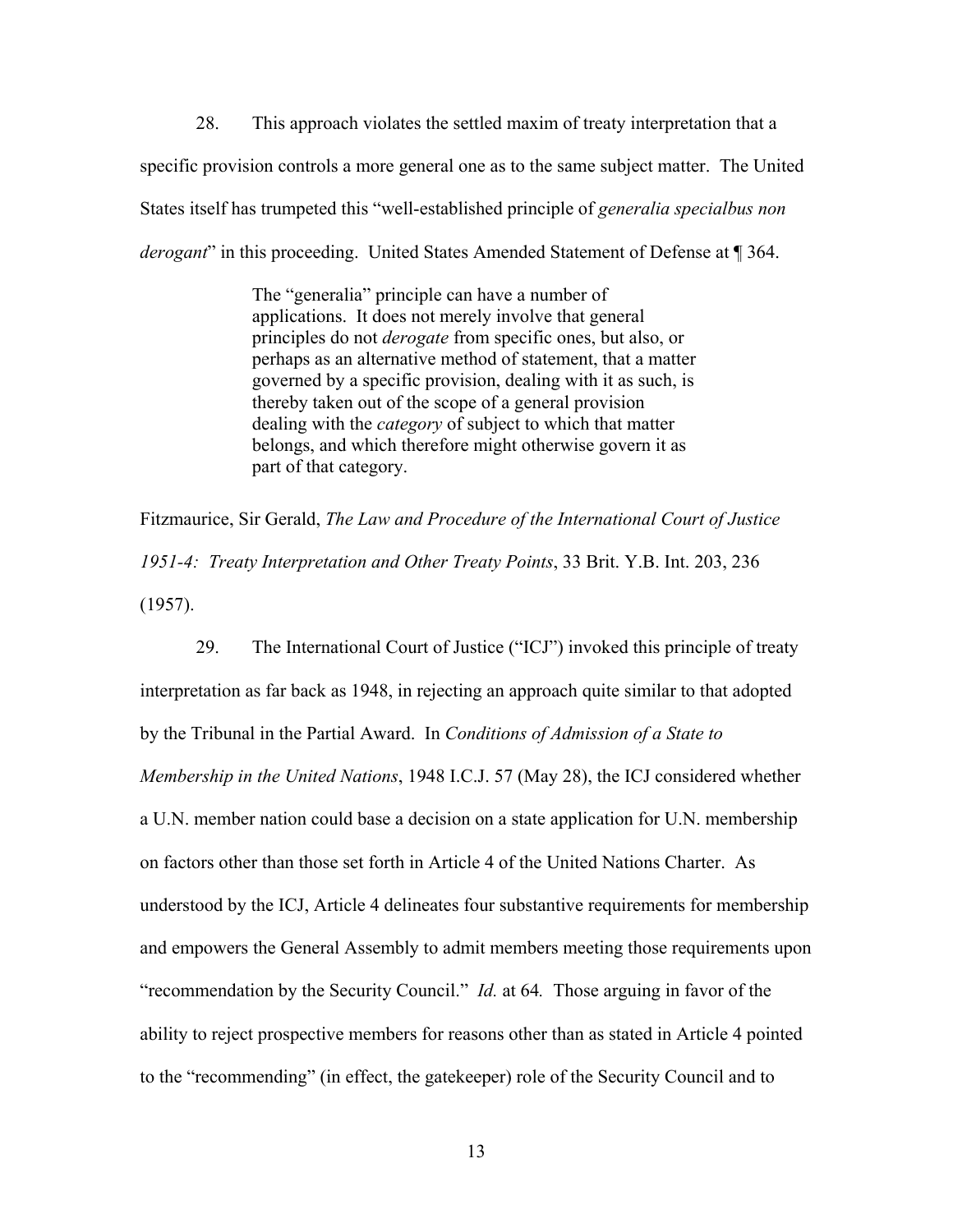28. This approach violates the settled maxim of treaty interpretation that a specific provision controls a more general one as to the same subject matter. The United States itself has trumpeted this "well-established principle of *generalia specialbus non derogant*" in this proceeding. United States Amended Statement of Defense at ¶ 364.

> The "generalia" principle can have a number of applications. It does not merely involve that general principles do not *derogate* from specific ones, but also, or perhaps as an alternative method of statement, that a matter governed by a specific provision, dealing with it as such, is thereby taken out of the scope of a general provision dealing with the *category* of subject to which that matter belongs, and which therefore might otherwise govern it as part of that category.

Fitzmaurice, Sir Gerald, *The Law and Procedure of the International Court of Justice 1951-4: Treaty Interpretation and Other Treaty Points*, 33 Brit. Y.B. Int. 203, 236 (1957).

29. The International Court of Justice ("ICJ") invoked this principle of treaty interpretation as far back as 1948, in rejecting an approach quite similar to that adopted by the Tribunal in the Partial Award. In *Conditions of Admission of a State to Membership in the United Nations*, 1948 I.C.J. 57 (May 28), the ICJ considered whether a U.N. member nation could base a decision on a state application for U.N. membership on factors other than those set forth in Article 4 of the United Nations Charter. As understood by the ICJ, Article 4 delineates four substantive requirements for membership and empowers the General Assembly to admit members meeting those requirements upon "recommendation by the Security Council." *Id.* at 64*.* Those arguing in favor of the ability to reject prospective members for reasons other than as stated in Article 4 pointed to the "recommending" (in effect, the gatekeeper) role of the Security Council and to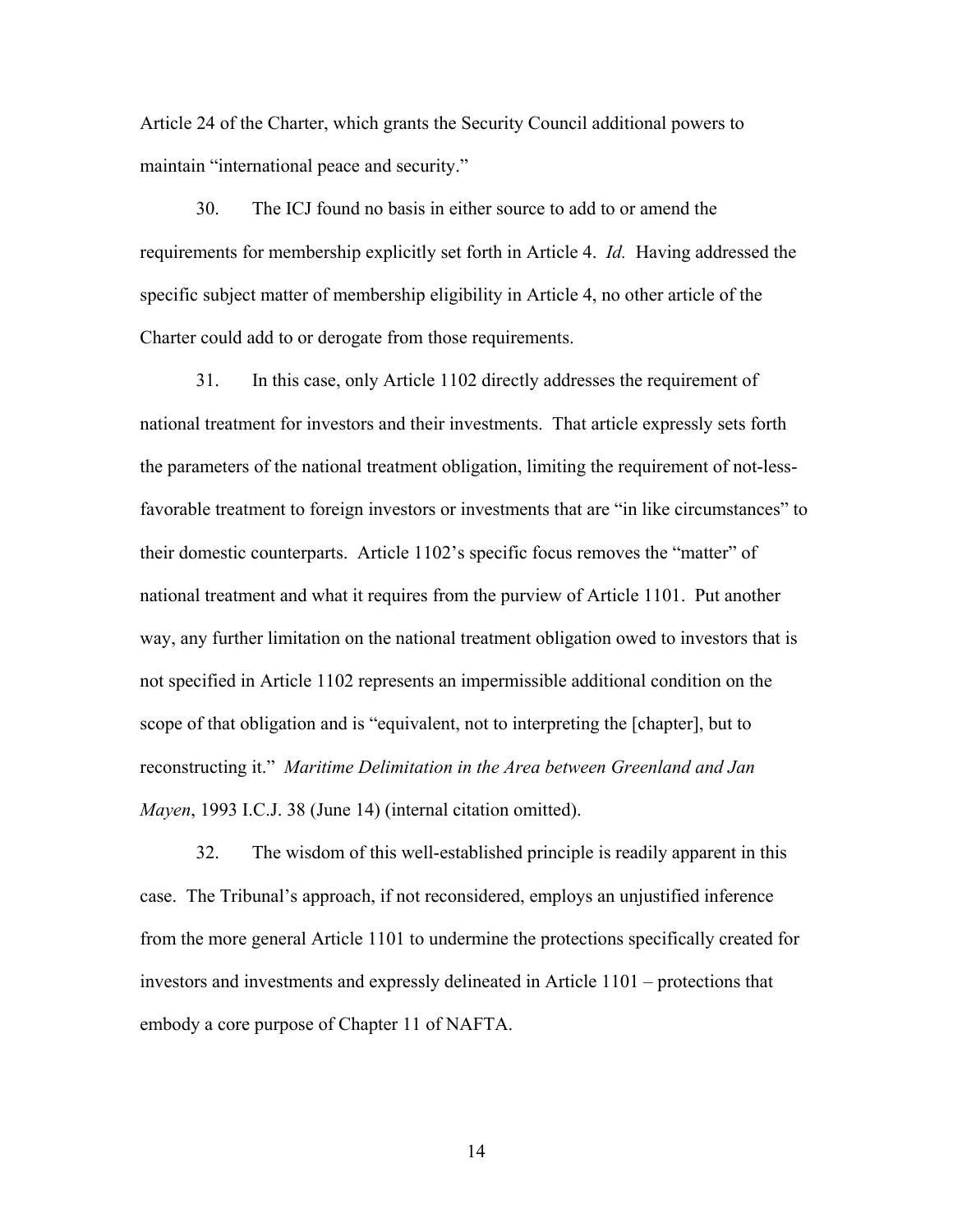Article 24 of the Charter, which grants the Security Council additional powers to maintain "international peace and security."

30. The ICJ found no basis in either source to add to or amend the requirements for membership explicitly set forth in Article 4. *Id.* Having addressed the specific subject matter of membership eligibility in Article 4, no other article of the Charter could add to or derogate from those requirements.

31. In this case, only Article 1102 directly addresses the requirement of national treatment for investors and their investments. That article expressly sets forth the parameters of the national treatment obligation, limiting the requirement of not-less-favorable treatment to foreign investors or investments that are "in like circumstances" to their domestic counterparts. Article 1102's specific focus removes the "matter" of national treatment and what it requires from the purview of Article 1101. Put another way, any further limitation on the national treatment obligation owed to investors that is not specified in Article 1102 represents an impermissible additional condition on the scope of that obligation and is "equivalent, not to interpreting the [chapter], but to reconstructing it." *Maritime Delimitation in the Area between Greenland and Jan Mayen*, 1993 I.C.J. 38 (June 14) (internal citation omitted).

32. The wisdom of this well-established principle is readily apparent in this case. The Tribunal's approach, if not reconsidered, employs an unjustified inference from the more general Article 1101 to undermine the protections specifically created for investors and investments and expressly delineated in Article 1101 – protections that embody a core purpose of Chapter 11 of NAFTA.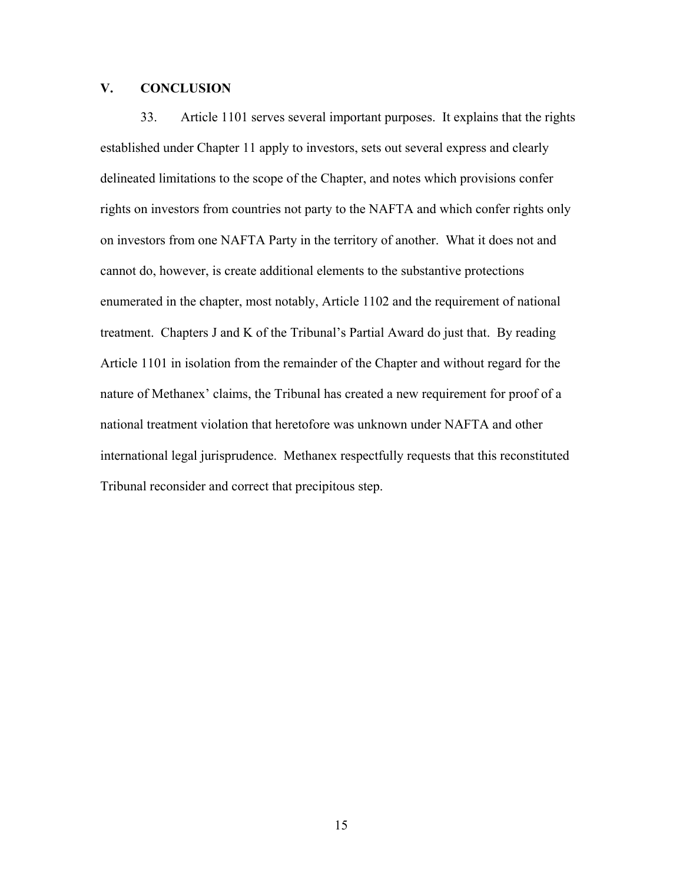## V. CONCLUSION

33. Article 1101 serves several important purposes. It explains that the rights established under Chapter 11 apply to investors, sets out several express and clearly delineated limitations to the scope of the Chapter, and notes which provisions confer rights on investors from countries not party to the NAFTA and which confer rights only on investors from one NAFTA Party in the territory of another. What it does not and cannot do, however, is create additional elements to the substantive protections enumerated in the chapter, most notably, Article 1102 and the requirement of national treatment. Chapters J and K of the Tribunal's Partial Award do just that. By reading Article 1101 in isolation from the remainder of the Chapter and without regard for the nature of Methanex' claims, the Tribunal has created a new requirement for proof of a national treatment violation that heretofore was unknown under NAFTA and other international legal jurisprudence. Methanex respectfully requests that this reconstituted Tribunal reconsider and correct that precipitous step.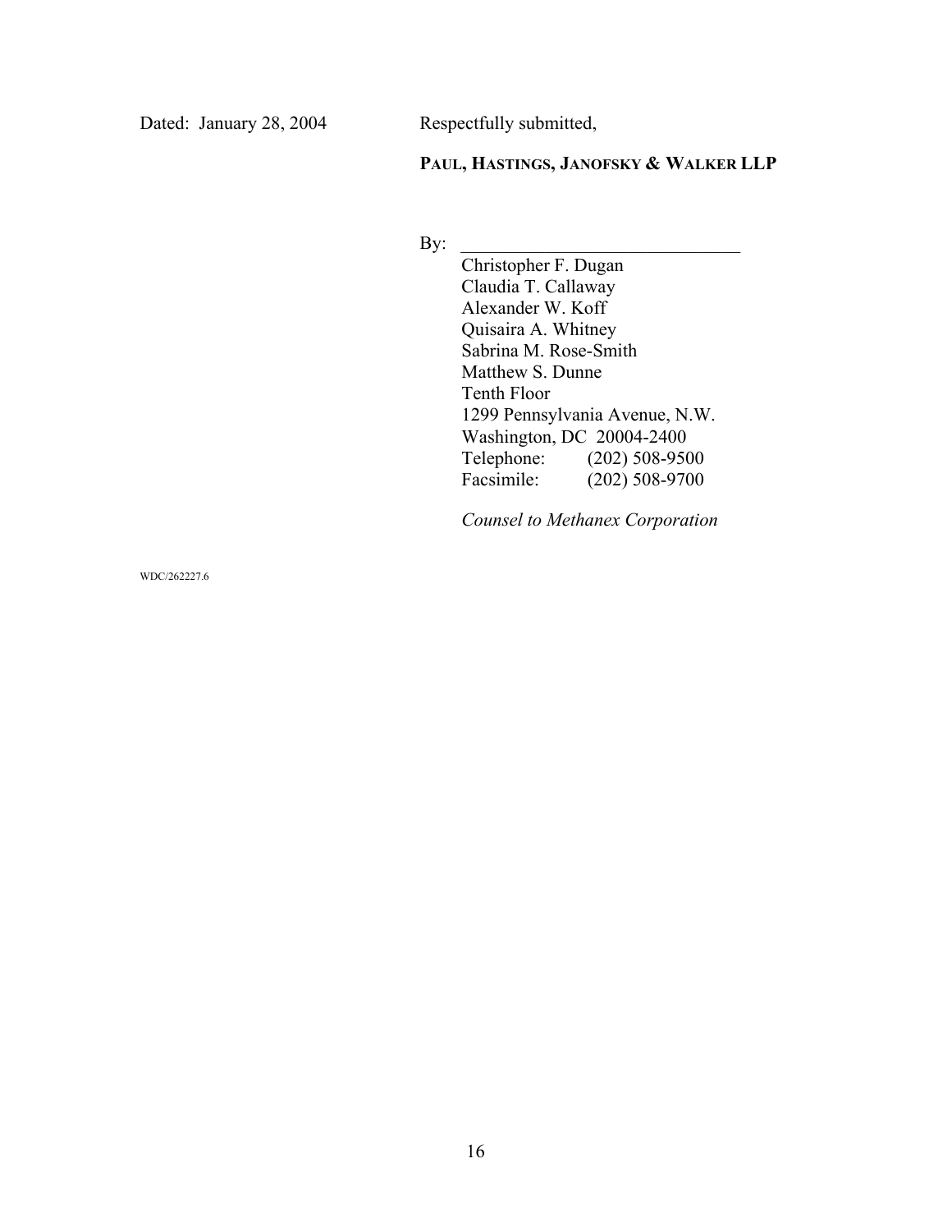Dated: January 28, 2004

Respectfully submitted,

**PAUL, HASTINGS, JANOFSKY & WALKER LLP**

By: ______________________________

Christopher F. Dugan
Claudia T. Callaway
Alexander W. Koff
Quisaira A. Whitney
Sabrina M. Rose-Smith
Matthew S. Dunne
Tenth Floor
1299 Pennsylvania Avenue, N.W.
Washington, DC 20004-2400
Telephone: (202) 508-9500
Facsimile: (202) 508-9700

*Counsel to Methanex Corporation*

WDC/262227.6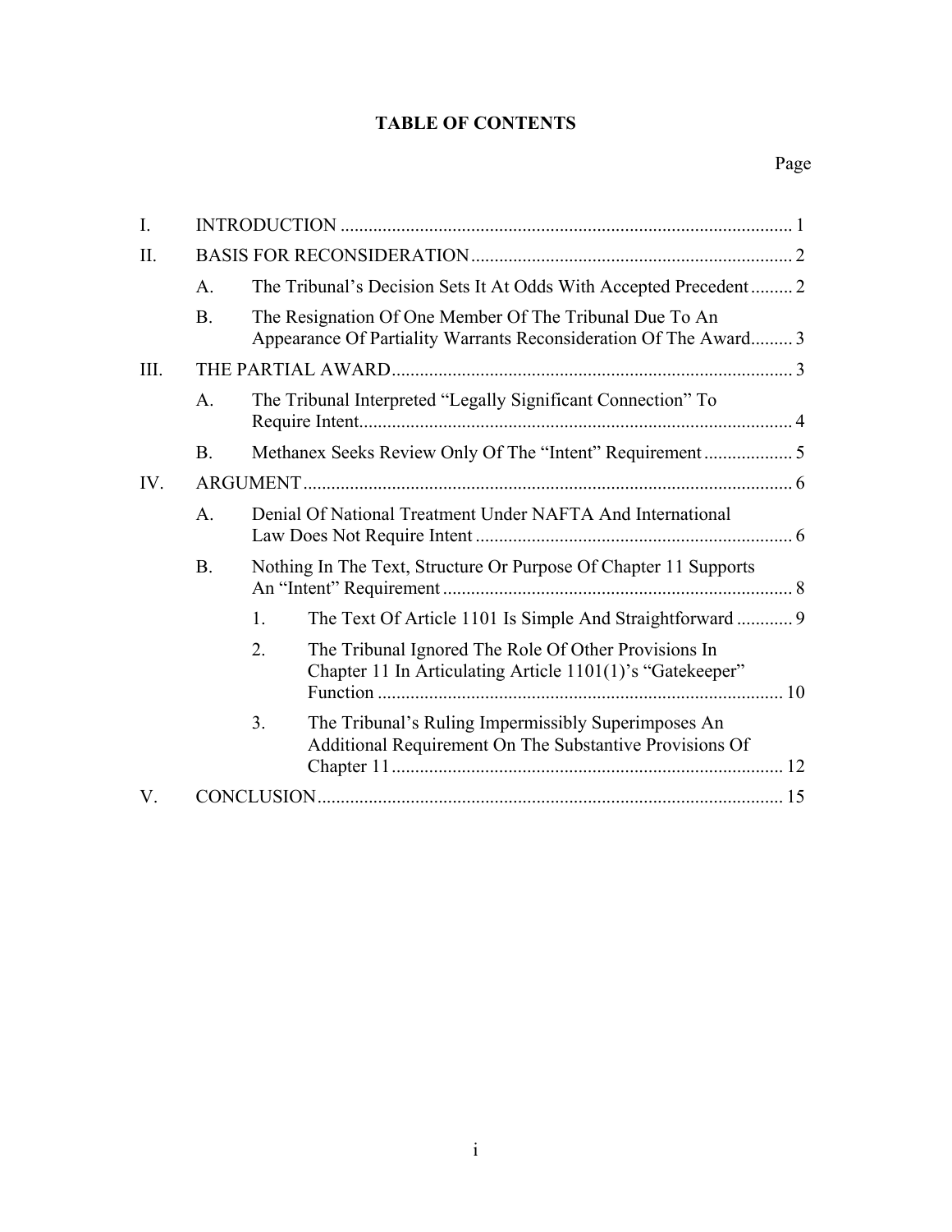# TABLE OF CONTENTS

| | | | Page |
|---|---|---|---|
| I. | INTRODUCTION | | 1 |
| II. | BASIS FOR RECONSIDERATION | | 2 |
| | A. | The Tribunal's Decision Sets It At Odds With Accepted Precedent | 2 |
| | B. | The Resignation Of One Member Of The Tribunal Due To An Appearance Of Partiality Warrants Reconsideration Of The Award | 3 |
| III. | THE PARTIAL AWARD | | 3 |
| | A. | The Tribunal Interpreted "Legally Significant Connection" To Require Intent | 4 |
| | B. | Methanex Seeks Review Only Of The "Intent" Requirement | 5 |
| IV. | ARGUMENT | | 6 |
| | A. | Denial Of National Treatment Under NAFTA And International Law Does Not Require Intent | 6 |
| | B. | Nothing In The Text, Structure Or Purpose Of Chapter 11 Supports An "Intent" Requirement | 8 |
| | | 1. The Text Of Article 1101 Is Simple And Straightforward | 9 |
| | | 2. The Tribunal Ignored The Role Of Other Provisions In Chapter 11 In Articulating Article 1101(1)'s "Gatekeeper" Function | 10 |
| | | 3. The Tribunal's Ruling Impermissibly Superimposes An Additional Requirement On The Substantive Provisions Of Chapter 11 | 12 |
| V. | CONCLUSION | | 15 |